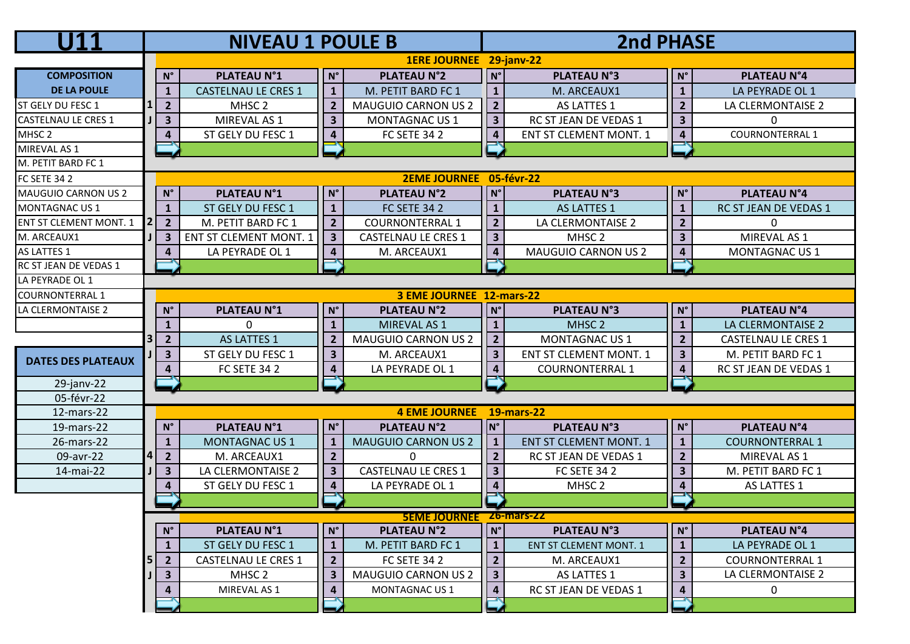# U11 — NIVEAU 1 POULE B — 2nd PHASE

| COMPOSITION DE LA POULE |
|---|
| ST GELY DU FESC 1 |
| CASTELNAU LE CRES 1 |
| MHSC 2 |
| MIREVAL AS 1 |
| M. PETIT BARD FC 1 |
| FC SETE 34 2 |
| MAUGUIO CARNON US 2 |
| MONTAGNAC US 1 |
| ENT ST CLEMENT MONT. 1 |
| M. ARCEAUX1 |
| AS LATTES 1 |
| RC ST JEAN DE VEDAS 1 |
| LA PEYRADE OL 1 |
| COURNONTERRAL 1 |
| LA CLERMONTAISE 2 |

| DATES DES PLATEAUX |
|---|
| 29-janv-22 |
| 05-févr-22 |
| 12-mars-22 |
| 19-mars-22 |
| 26-mars-22 |
| 09-avr-22 |
| 14-mai-22 |

## 1ERE JOURNEE 29-janv-22 (1 J)

| N° | PLATEAU N°1 | N° | PLATEAU N°2 | N° | PLATEAU N°3 | N° | PLATEAU N°4 |
|---|---|---|---|---|---|---|---|
| 1 | CASTELNAU LE CRES 1 | 1 | M. PETIT BARD FC 1 | 1 | M. ARCEAUX1 | 1 | LA PEYRADE OL 1 |
| 2 | MHSC 2 | 2 | MAUGUIO CARNON US 2 | 2 | AS LATTES 1 | 2 | LA CLERMONTAISE 2 |
| 3 | MIREVAL AS 1 | 3 | MONTAGNAC US 1 | 3 | RC ST JEAN DE VEDAS 1 | 3 | 0 |
| 4 | ST GELY DU FESC 1 | 4 | FC SETE 34 2 | 4 | ENT ST CLEMENT MONT. 1 | 4 | COURNONTERRAL 1 |

## 2EME JOURNEE 05-févr-22 (2 J)

| N° | PLATEAU N°1 | N° | PLATEAU N°2 | N° | PLATEAU N°3 | N° | PLATEAU N°4 |
|---|---|---|---|---|---|---|---|
| 1 | ST GELY DU FESC 1 | 1 | FC SETE 34 2 | 1 | AS LATTES 1 | 1 | RC ST JEAN DE VEDAS 1 |
| 2 | M. PETIT BARD FC 1 | 2 | COURNONTERRAL 1 | 2 | LA CLERMONTAISE 2 | 2 | 0 |
| 3 | ENT ST CLEMENT MONT. 1 | 3 | CASTELNAU LE CRES 1 | 3 | MHSC 2 | 3 | MIREVAL AS 1 |
| 4 | LA PEYRADE OL 1 | 4 | M. ARCEAUX1 | 4 | MAUGUIO CARNON US 2 | 4 | MONTAGNAC US 1 |

## 3 EME JOURNEE 12-mars-22 (3 J)

| N° | PLATEAU N°1 | N° | PLATEAU N°2 | N° | PLATEAU N°3 | N° | PLATEAU N°4 |
|---|---|---|---|---|---|---|---|
| 1 | 0 | 1 | MIREVAL AS 1 | 1 | MHSC 2 | 1 | LA CLERMONTAISE 2 |
| 2 | AS LATTES 1 | 2 | MAUGUIO CARNON US 2 | 2 | MONTAGNAC US 1 | 2 | CASTELNAU LE CRES 1 |
| 3 | ST GELY DU FESC 1 | 3 | M. ARCEAUX1 | 3 | ENT ST CLEMENT MONT. 1 | 3 | M. PETIT BARD FC 1 |
| 4 | FC SETE 34 2 | 4 | LA PEYRADE OL 1 | 4 | COURNONTERRAL 1 | 4 | RC ST JEAN DE VEDAS 1 |

## 4 EME JOURNEE 19-mars-22 (4 J)

| N° | PLATEAU N°1 | N° | PLATEAU N°2 | N° | PLATEAU N°3 | N° | PLATEAU N°4 |
|---|---|---|---|---|---|---|---|
| 1 | MONTAGNAC US 1 | 1 | MAUGUIO CARNON US 2 | 1 | ENT ST CLEMENT MONT. 1 | 1 | COURNONTERRAL 1 |
| 2 | M. ARCEAUX1 | 2 | 0 | 2 | RC ST JEAN DE VEDAS 1 | 2 | MIREVAL AS 1 |
| 3 | LA CLERMONTAISE 2 | 3 | CASTELNAU LE CRES 1 | 3 | FC SETE 34 2 | 3 | M. PETIT BARD FC 1 |
| 4 | ST GELY DU FESC 1 | 4 | LA PEYRADE OL 1 | 4 | MHSC 2 | 4 | AS LATTES 1 |

## 5EME JOURNEE 26-mars-22 (5 J)

| N° | PLATEAU N°1 | N° | PLATEAU N°2 | N° | PLATEAU N°3 | N° | PLATEAU N°4 |
|---|---|---|---|---|---|---|---|
| 1 | ST GELY DU FESC 1 | 1 | M. PETIT BARD FC 1 | 1 | ENT ST CLEMENT MONT. 1 | 1 | LA PEYRADE OL 1 |
| 2 | CASTELNAU LE CRES 1 | 2 | FC SETE 34 2 | 2 | M. ARCEAUX1 | 2 | COURNONTERRAL 1 |
| 3 | MHSC 2 | 3 | MAUGUIO CARNON US 2 | 3 | AS LATTES 1 | 3 | LA CLERMONTAISE 2 |
| 4 | MIREVAL AS 1 | 4 | MONTAGNAC US 1 | 4 | RC ST JEAN DE VEDAS 1 | 4 | 0 |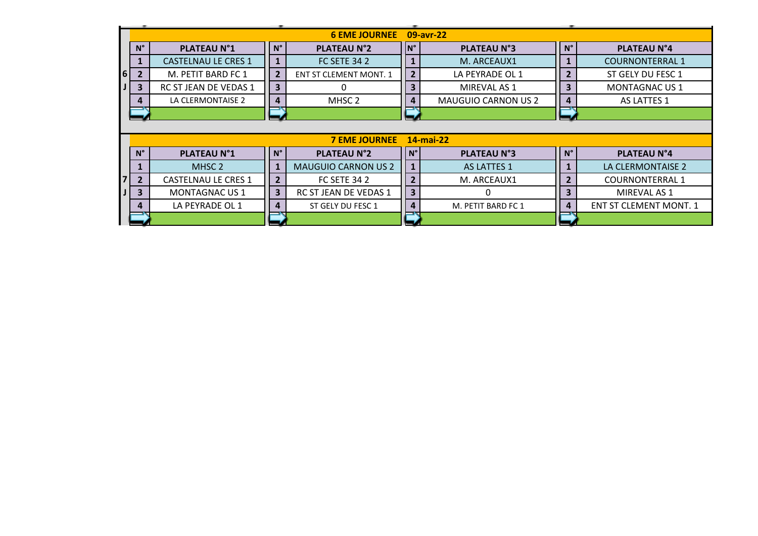## 6 EME JOURNEE 09-avr-22

| | N° | PLATEAU N°1 | N° | PLATEAU N°2 | N° | PLATEAU N°3 | N° | PLATEAU N°4 |
|---|---|---|---|---|---|---|---|---|
| | 1 | CASTELNAU LE CRES 1 | 1 | FC SETE 34 2 | 1 | M. ARCEAUX1 | 1 | COURNONTERRAL 1 |
| 6 | 2 | M. PETIT BARD FC 1 | 2 | ENT ST CLEMENT MONT. 1 | 2 | LA PEYRADE OL 1 | 2 | ST GELY DU FESC 1 |
| J | 3 | RC ST JEAN DE VEDAS 1 | 3 | 0 | 3 | MIREVAL AS 1 | 3 | MONTAGNAC US 1 |
| | 4 | LA CLERMONTAISE 2 | 4 | MHSC 2 | 4 | MAUGUIO CARNON US 2 | 4 | AS LATTES 1 |

## 7 EME JOURNEE 14-mai-22

| | N° | PLATEAU N°1 | N° | PLATEAU N°2 | N° | PLATEAU N°3 | N° | PLATEAU N°4 |
|---|---|---|---|---|---|---|---|---|
| | 1 | MHSC 2 | 1 | MAUGUIO CARNON US 2 | 1 | AS LATTES 1 | 1 | LA CLERMONTAISE 2 |
| 7 | 2 | CASTELNAU LE CRES 1 | 2 | FC SETE 34 2 | 2 | M. ARCEAUX1 | 2 | COURNONTERRAL 1 |
| J | 3 | MONTAGNAC US 1 | 3 | RC ST JEAN DE VEDAS 1 | 3 | 0 | 3 | MIREVAL AS 1 |
| | 4 | LA PEYRADE OL 1 | 4 | ST GELY DU FESC 1 | 4 | M. PETIT BARD FC 1 | 4 | ENT ST CLEMENT MONT. 1 |